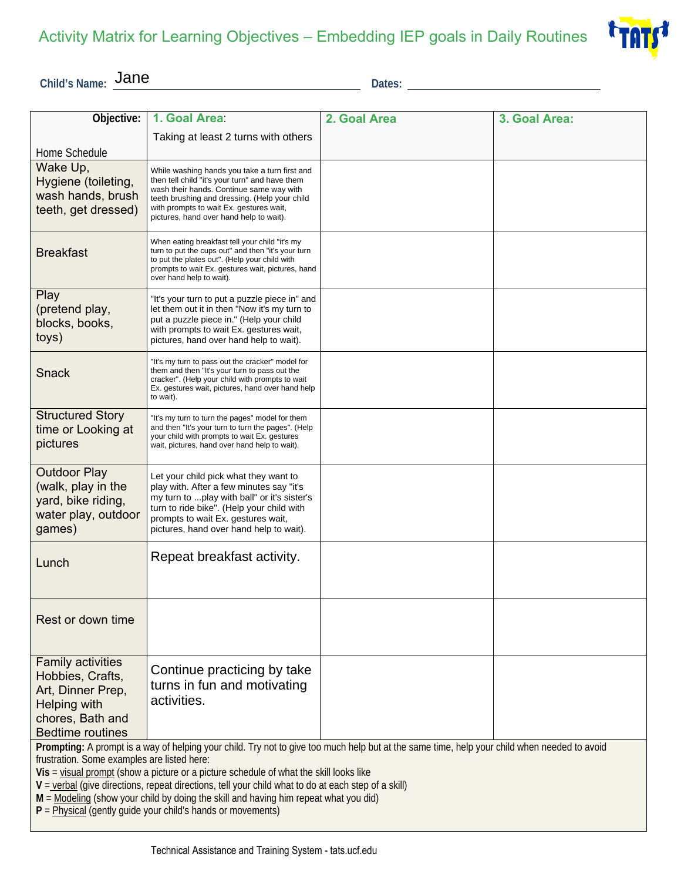# Activity Matrix for Learning Objectives – Embedding IEP goals in Daily Routines

**Child's Name:** Jane **Dates:** ____________

| **Objective:** Home Schedule | **1. Goal Area**: Taking at least 2 turns with others | **2. Goal Area** | **3. Goal Area:** |
|---|---|---|---|
| Wake Up, Hygiene (toileting, wash hands, brush teeth, get dressed) | While washing hands you take a turn first and then tell child "it's your turn" and have them wash their hands. Continue same way with teeth brushing and dressing. (Help your child with prompts to wait Ex. gestures wait, pictures, hand over hand help to wait). | | |
| Breakfast | When eating breakfast tell your child "it's my turn to put the cups out" and then "it's your turn to put the plates out". (Help your child with prompts to wait Ex. gestures wait, pictures, hand over hand help to wait). | | |
| Play (pretend play, blocks, books, toys) | "It's your turn to put a puzzle piece in" and let them out it in then "Now it's my turn to put a puzzle piece in." (Help your child with prompts to wait Ex. gestures wait, pictures, hand over hand help to wait). | | |
| Snack | "It's my turn to pass out the cracker" model for them and then "It's your turn to pass out the cracker". (Help your child with prompts to wait Ex. gestures wait, pictures, hand over hand help to wait). | | |
| Structured Story time or Looking at pictures | "It's my turn to turn the pages" model for them and then "It's your turn to turn the pages". (Help your child with prompts to wait Ex. gestures wait, pictures, hand over hand help to wait). | | |
| Outdoor Play (walk, play in the yard, bike riding, water play, outdoor games) | Let your child pick what they want to play with. After a few minutes say "it's my turn to ...play with ball" or it's sister's turn to ride bike". (Help your child with prompts to wait Ex. gestures wait, pictures, hand over hand help to wait). | | |
| Lunch | Repeat breakfast activity. | | |
| Rest or down time | | | |
| Family activities Hobbies, Crafts, Art, Dinner Prep, Helping with chores, Bath and Bedtime routines | Continue practicing by take turns in fun and motivating activities. | | |

**Prompting:** A prompt is a way of helping your child. Try not to give too much help but at the same time, help your child when needed to avoid frustration. Some examples are listed here:

**Vis** = visual prompt (show a picture or a picture schedule of what the skill looks like

**V** = verbal (give directions, repeat directions, tell your child what to do at each step of a skill)

**M** = Modeling (show your child by doing the skill and having him repeat what you did)

**P** = Physical (gently guide your child's hands or movements)

Technical Assistance and Training System - tats.ucf.edu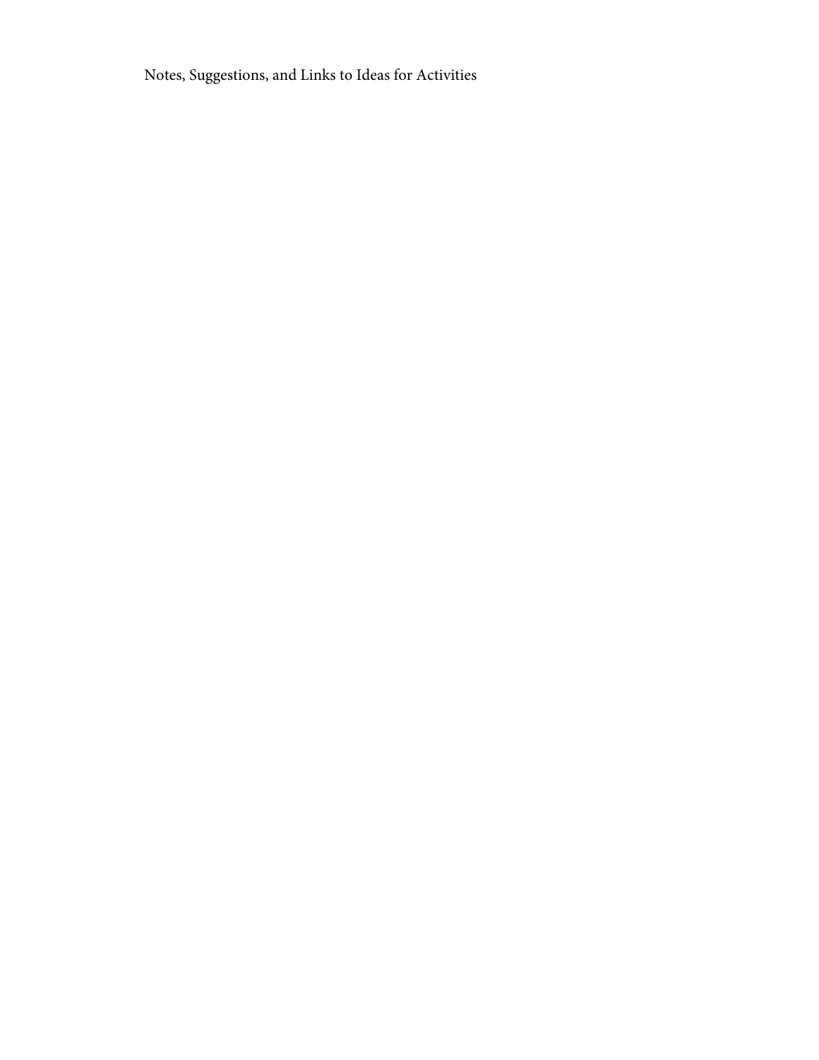Notes, Suggestions, and Links to Ideas for Activities